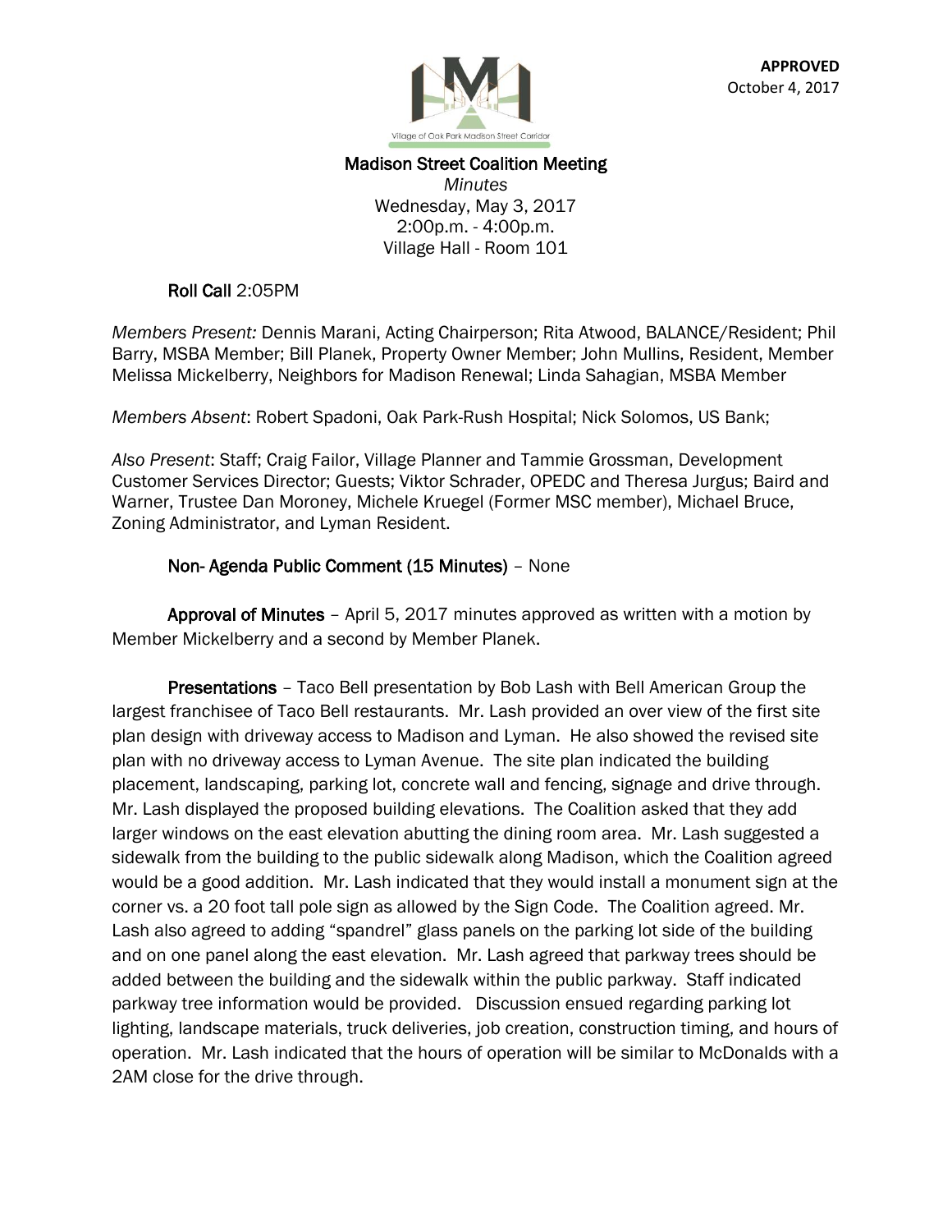**APPROVED**
October 4, 2017

Village of Oak Park Madison Street Corridor

# Madison Street Coalition Meeting

*Minutes*
Wednesday, May 3, 2017
2:00p.m. - 4:00p.m.
Village Hall - Room 101

**Roll Call** 2:05PM

*Members Present:* Dennis Marani, Acting Chairperson; Rita Atwood, BALANCE/Resident; Phil Barry, MSBA Member; Bill Planek, Property Owner Member; John Mullins, Resident, Member Melissa Mickelberry, Neighbors for Madison Renewal; Linda Sahagian, MSBA Member

*Members Absent*: Robert Spadoni, Oak Park-Rush Hospital; Nick Solomos, US Bank;

*Also Present*: Staff; Craig Failor, Village Planner and Tammie Grossman, Development Customer Services Director; Guests; Viktor Schrader, OPEDC and Theresa Jurgus; Baird and Warner, Trustee Dan Moroney, Michele Kruegel (Former MSC member), Michael Bruce, Zoning Administrator, and Lyman Resident.

**Non- Agenda Public Comment (15 Minutes)** – None

**Approval of Minutes** – April 5, 2017 minutes approved as written with a motion by Member Mickelberry and a second by Member Planek.

**Presentations** – Taco Bell presentation by Bob Lash with Bell American Group the largest franchisee of Taco Bell restaurants. Mr. Lash provided an over view of the first site plan design with driveway access to Madison and Lyman. He also showed the revised site plan with no driveway access to Lyman Avenue. The site plan indicated the building placement, landscaping, parking lot, concrete wall and fencing, signage and drive through. Mr. Lash displayed the proposed building elevations. The Coalition asked that they add larger windows on the east elevation abutting the dining room area. Mr. Lash suggested a sidewalk from the building to the public sidewalk along Madison, which the Coalition agreed would be a good addition. Mr. Lash indicated that they would install a monument sign at the corner vs. a 20 foot tall pole sign as allowed by the Sign Code. The Coalition agreed. Mr. Lash also agreed to adding "spandrel" glass panels on the parking lot side of the building and on one panel along the east elevation. Mr. Lash agreed that parkway trees should be added between the building and the sidewalk within the public parkway. Staff indicated parkway tree information would be provided. Discussion ensued regarding parking lot lighting, landscape materials, truck deliveries, job creation, construction timing, and hours of operation. Mr. Lash indicated that the hours of operation will be similar to McDonalds with a 2AM close for the drive through.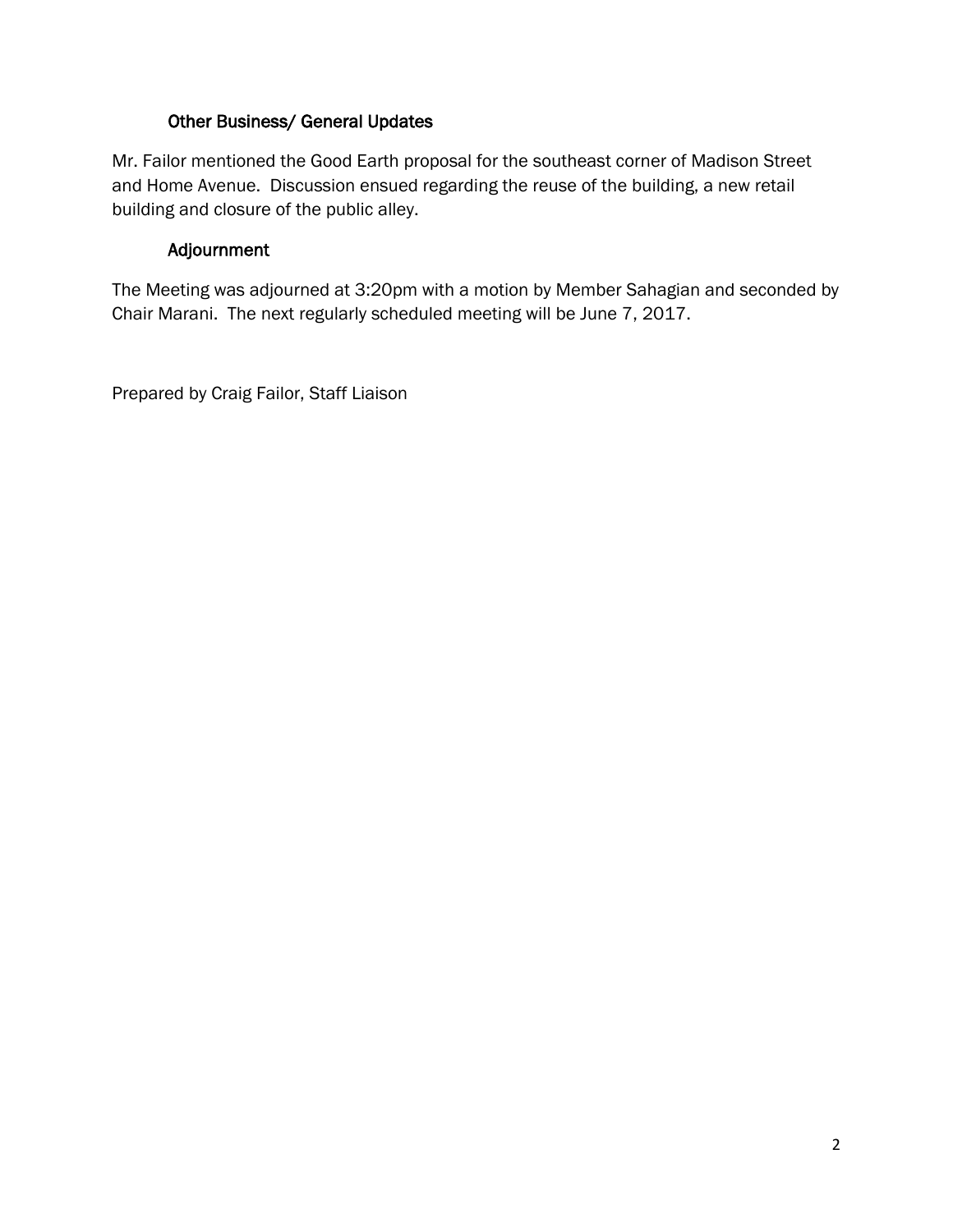## Other Business/ General Updates

Mr. Failor mentioned the Good Earth proposal for the southeast corner of Madison Street and Home Avenue. Discussion ensued regarding the reuse of the building, a new retail building and closure of the public alley.

## Adjournment

The Meeting was adjourned at 3:20pm with a motion by Member Sahagian and seconded by Chair Marani. The next regularly scheduled meeting will be June 7, 2017.

Prepared by Craig Failor, Staff Liaison